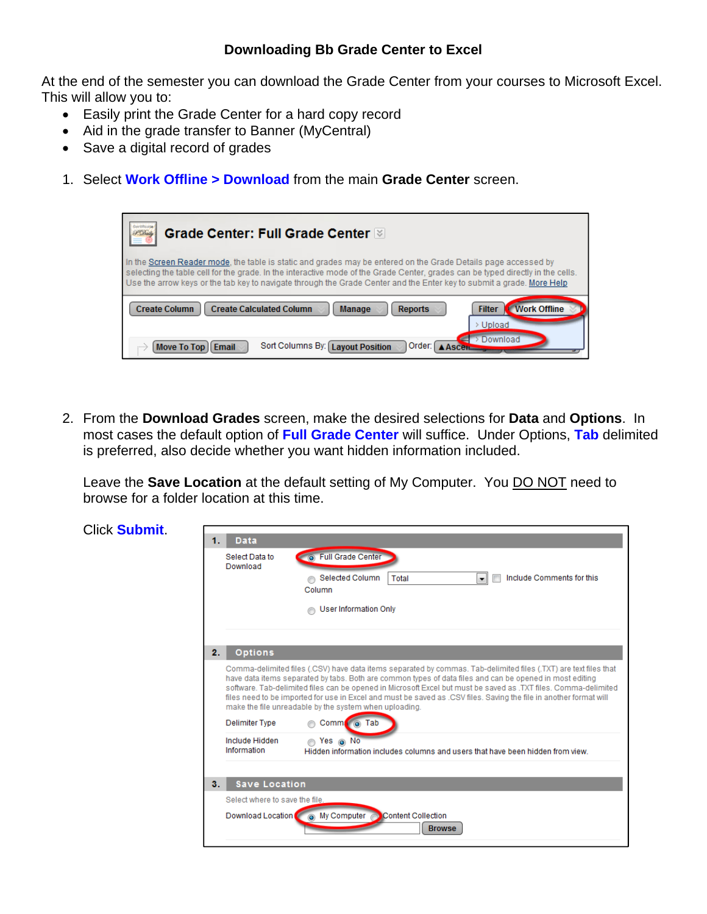**Downloading Bb Grade Center to Excel**

At the end of the semester you can download the Grade Center from your courses to Microsoft Excel. This will allow you to:

- Easily print the Grade Center for a hard copy record
- Aid in the grade transfer to Banner (MyCentral)
- Save a digital record of grades

1. Select **Work Offline > Download** from the main **Grade Center** screen.

2. From the **Download Grades** screen, make the desired selections for **Data** and **Options**. In most cases the default option of **Full Grade Center** will suffice. Under Options, **Tab** delimited is preferred, also decide whether you want hidden information included.

   Leave the **Save Location** at the default setting of My Computer. You DO NOT need to browse for a folder location at this time.

   Click **Submit**.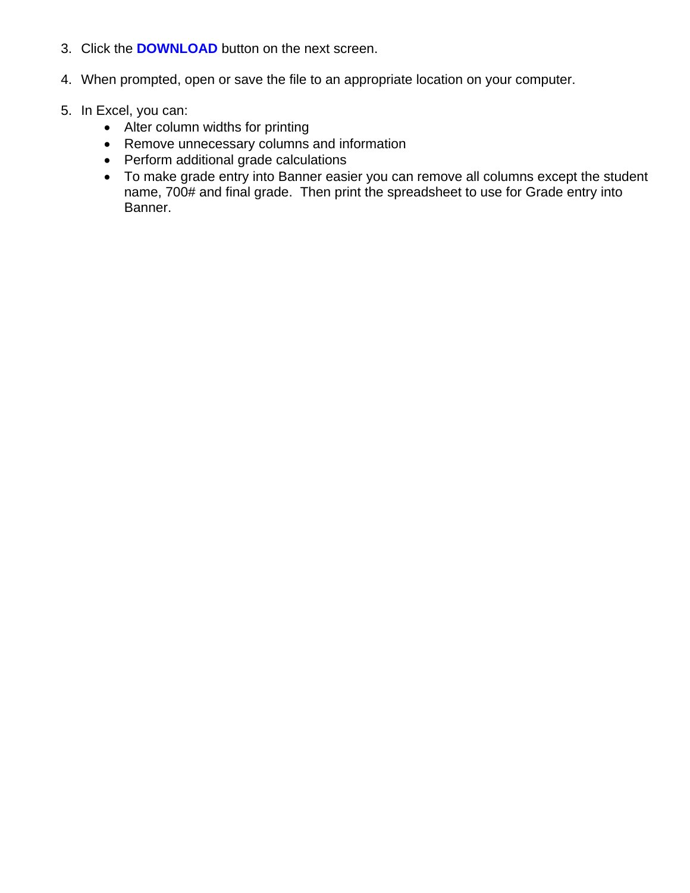3. Click the **DOWNLOAD** button on the next screen.

4. When prompted, open or save the file to an appropriate location on your computer.

5. In Excel, you can:
   - Alter column widths for printing
   - Remove unnecessary columns and information
   - Perform additional grade calculations
   - To make grade entry into Banner easier you can remove all columns except the student name, 700# and final grade. Then print the spreadsheet to use for Grade entry into Banner.